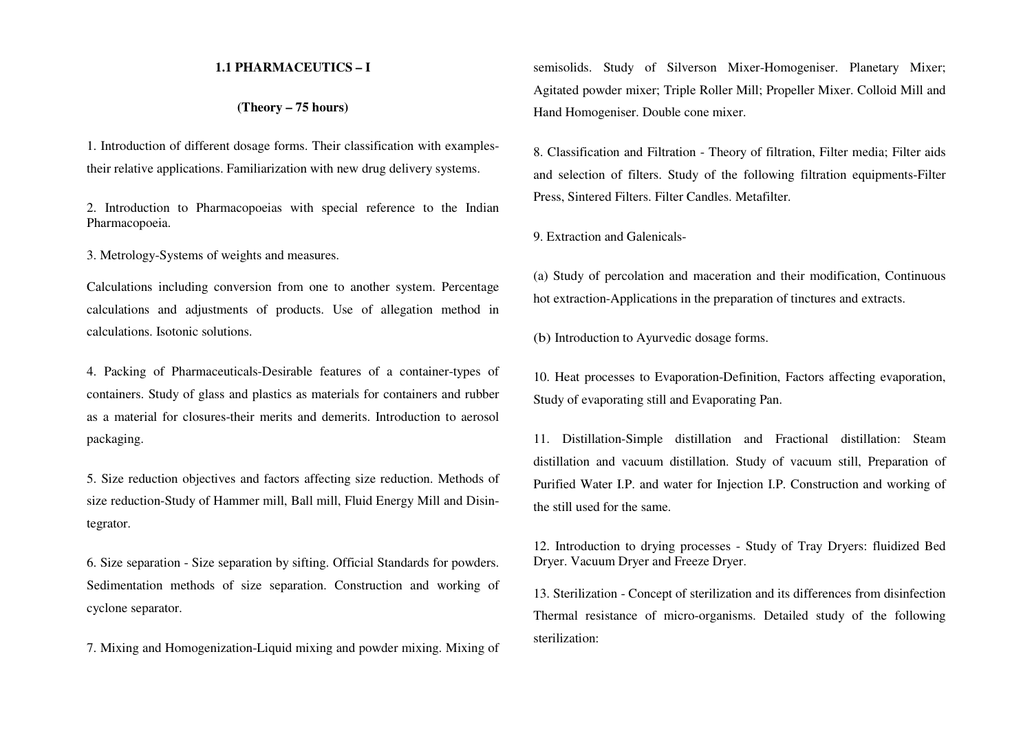## 1.1 PHARMACEUTICS – I

**(Theory – 75 hours)**

1. Introduction of different dosage forms. Their classification with examples-their relative applications. Familiarization with new drug delivery systems.

2. Introduction to Pharmacopoeias with special reference to the Indian Pharmacopoeia.

3. Metrology-Systems of weights and measures.

Calculations including conversion from one to another system. Percentage calculations and adjustments of products. Use of allegation method in calculations. Isotonic solutions.

4. Packing of Pharmaceuticals-Desirable features of a container-types of containers. Study of glass and plastics as materials for containers and rubber as a material for closures-their merits and demerits. Introduction to aerosol packaging.

5. Size reduction objectives and factors affecting size reduction. Methods of size reduction-Study of Hammer mill, Ball mill, Fluid Energy Mill and Disintegrator.

6. Size separation - Size separation by sifting. Official Standards for powders. Sedimentation methods of size separation. Construction and working of cyclone separator.

7. Mixing and Homogenization-Liquid mixing and powder mixing. Mixing of semisolids. Study of Silverson Mixer-Homogeniser. Planetary Mixer; Agitated powder mixer; Triple Roller Mill; Propeller Mixer. Colloid Mill and Hand Homogeniser. Double cone mixer.

8. Classification and Filtration - Theory of filtration, Filter media; Filter aids and selection of filters. Study of the following filtration equipments-Filter Press, Sintered Filters. Filter Candles. Metafilter.

9. Extraction and Galenicals-

(a) Study of percolation and maceration and their modification, Continuous hot extraction-Applications in the preparation of tinctures and extracts.

(b) Introduction to Ayurvedic dosage forms.

10. Heat processes to Evaporation-Definition, Factors affecting evaporation, Study of evaporating still and Evaporating Pan.

11. Distillation-Simple distillation and Fractional distillation: Steam distillation and vacuum distillation. Study of vacuum still, Preparation of Purified Water I.P. and water for Injection I.P. Construction and working of the still used for the same.

12. Introduction to drying processes - Study of Tray Dryers: fluidized Bed Dryer. Vacuum Dryer and Freeze Dryer.

13. Sterilization - Concept of sterilization and its differences from disinfection Thermal resistance of micro-organisms. Detailed study of the following sterilization: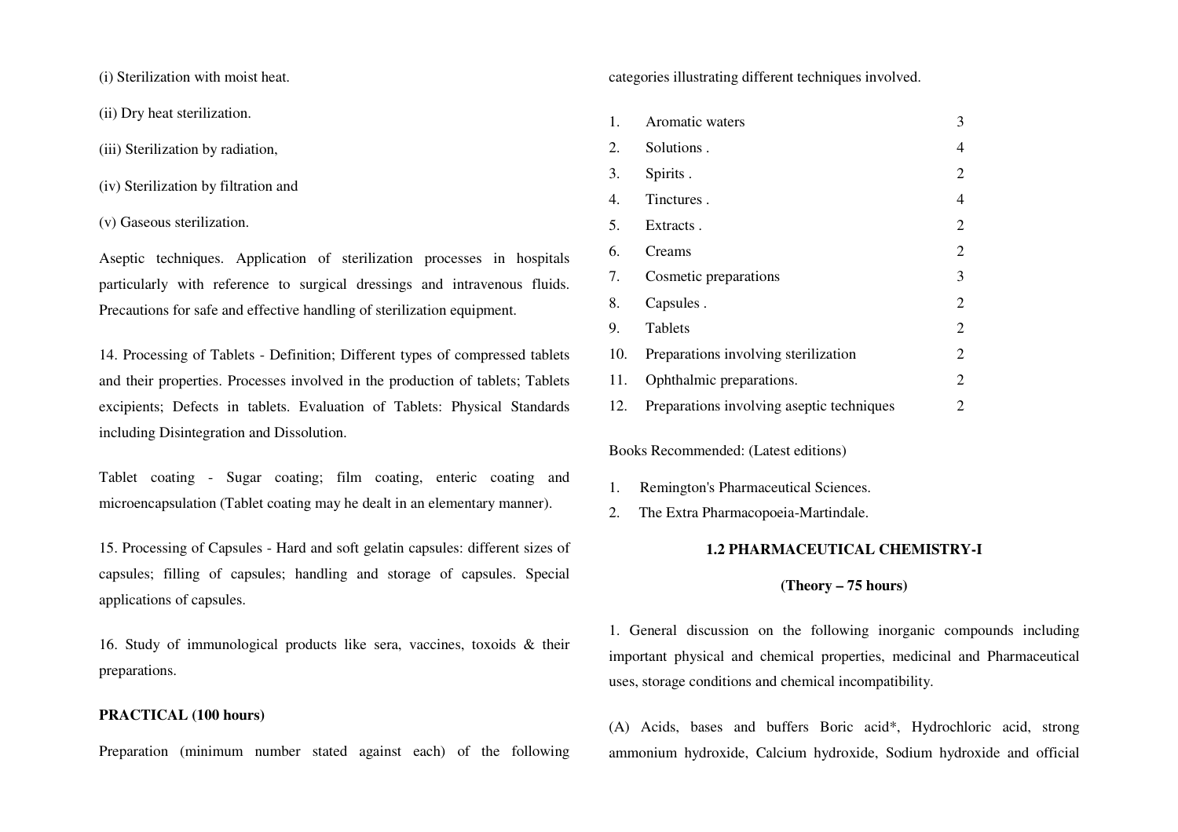(i) Sterilization with moist heat.

(ii) Dry heat sterilization.

(iii) Sterilization by radiation,

(iv) Sterilization by filtration and

(v) Gaseous sterilization.

Aseptic techniques. Application of sterilization processes in hospitals particularly with reference to surgical dressings and intravenous fluids. Precautions for safe and effective handling of sterilization equipment.

14. Processing of Tablets - Definition; Different types of compressed tablets and their properties. Processes involved in the production of tablets; Tablets excipients; Defects in tablets. Evaluation of Tablets: Physical Standards including Disintegration and Dissolution.

Tablet coating - Sugar coating; film coating, enteric coating and microencapsulation (Tablet coating may he dealt in an elementary manner).

15. Processing of Capsules - Hard and soft gelatin capsules: different sizes of capsules; filling of capsules; handling and storage of capsules. Special applications of capsules.

16. Study of immunological products like sera, vaccines, toxoids & their preparations.

**PRACTICAL (100 hours)**

Preparation (minimum number stated against each) of the following categories illustrating different techniques involved.

| | | |
|---|---|---|
| 1. | Aromatic waters | 3 |
| 2. | Solutions . | 4 |
| 3. | Spirits . | 2 |
| 4. | Tinctures . | 4 |
| 5. | Extracts . | 2 |
| 6. | Creams | 2 |
| 7. | Cosmetic preparations | 3 |
| 8. | Capsules . | 2 |
| 9. | Tablets | 2 |
| 10. | Preparations involving sterilization | 2 |
| 11. | Ophthalmic preparations. | 2 |
| 12. | Preparations involving aseptic techniques | 2 |

Books Recommended: (Latest editions)

1. Remington's Pharmaceutical Sciences.
2. The Extra Pharmacopoeia-Martindale.

## 1.2 PHARMACEUTICAL CHEMISTRY-I

**(Theory – 75 hours)**

1. General discussion on the following inorganic compounds including important physical and chemical properties, medicinal and Pharmaceutical uses, storage conditions and chemical incompatibility.

(A) Acids, bases and buffers Boric acid*, Hydrochloric acid, strong ammonium hydroxide, Calcium hydroxide, Sodium hydroxide and official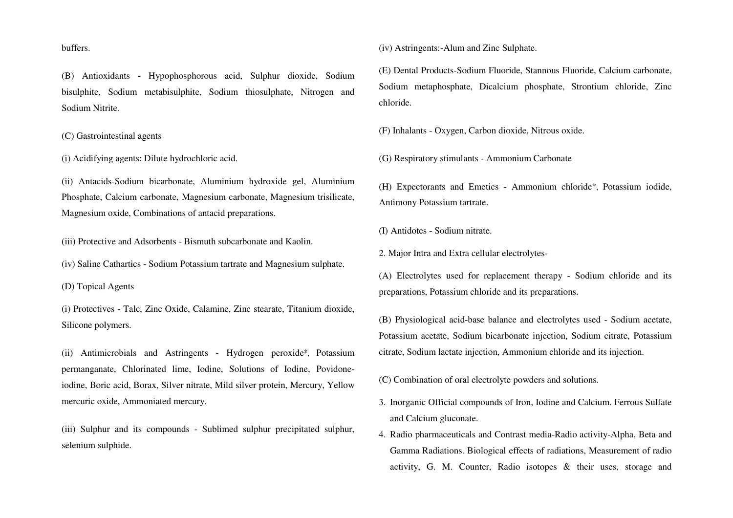buffers.

(B) Antioxidants - Hypophosphorous acid, Sulphur dioxide, Sodium bisulphite, Sodium metabisulphite, Sodium thiosulphate, Nitrogen and Sodium Nitrite.

(C) Gastrointestinal agents

(i) Acidifying agents: Dilute hydrochloric acid.

(ii) Antacids-Sodium bicarbonate, Aluminium hydroxide gel, Aluminium Phosphate, Calcium carbonate, Magnesium carbonate, Magnesium trisilicate, Magnesium oxide, Combinations of antacid preparations.

(iii) Protective and Adsorbents - Bismuth subcarbonate and Kaolin.

(iv) Saline Cathartics - Sodium Potassium tartrate and Magnesium sulphate.

(D) Topical Agents

(i) Protectives - Talc, Zinc Oxide, Calamine, Zinc stearate, Titanium dioxide, Silicone polymers.

(ii) Antimicrobials and Astringents - Hydrogen peroxide*, Potassium permanganate, Chlorinated lime, Iodine, Solutions of Iodine, Povidone-iodine, Boric acid, Borax, Silver nitrate, Mild silver protein, Mercury, Yellow mercuric oxide, Ammoniated mercury.

(iii) Sulphur and its compounds - Sublimed sulphur precipitated sulphur, selenium sulphide.

(iv) Astringents:-Alum and Zinc Sulphate.

(E) Dental Products-Sodium Fluoride, Stannous Fluoride, Calcium carbonate, Sodium metaphosphate, Dicalcium phosphate, Strontium chloride, Zinc chloride.

(F) Inhalants - Oxygen, Carbon dioxide, Nitrous oxide.

(G) Respiratory stimulants - Ammonium Carbonate

(H) Expectorants and Emetics - Ammonium chloride*, Potassium iodide, Antimony Potassium tartrate.

(I) Antidotes - Sodium nitrate.

2. Major Intra and Extra cellular electrolytes-

(A) Electrolytes used for replacement therapy - Sodium chloride and its preparations, Potassium chloride and its preparations.

(B) Physiological acid-base balance and electrolytes used - Sodium acetate, Potassium acetate, Sodium bicarbonate injection, Sodium citrate, Potassium citrate, Sodium lactate injection, Ammonium chloride and its injection.

(C) Combination of oral electrolyte powders and solutions.

3. Inorganic Official compounds of Iron, Iodine and Calcium. Ferrous Sulfate and Calcium gluconate.
4. Radio pharmaceuticals and Contrast media-Radio activity-Alpha, Beta and Gamma Radiations. Biological effects of radiations, Measurement of radio activity, G. M. Counter, Radio isotopes & their uses, storage and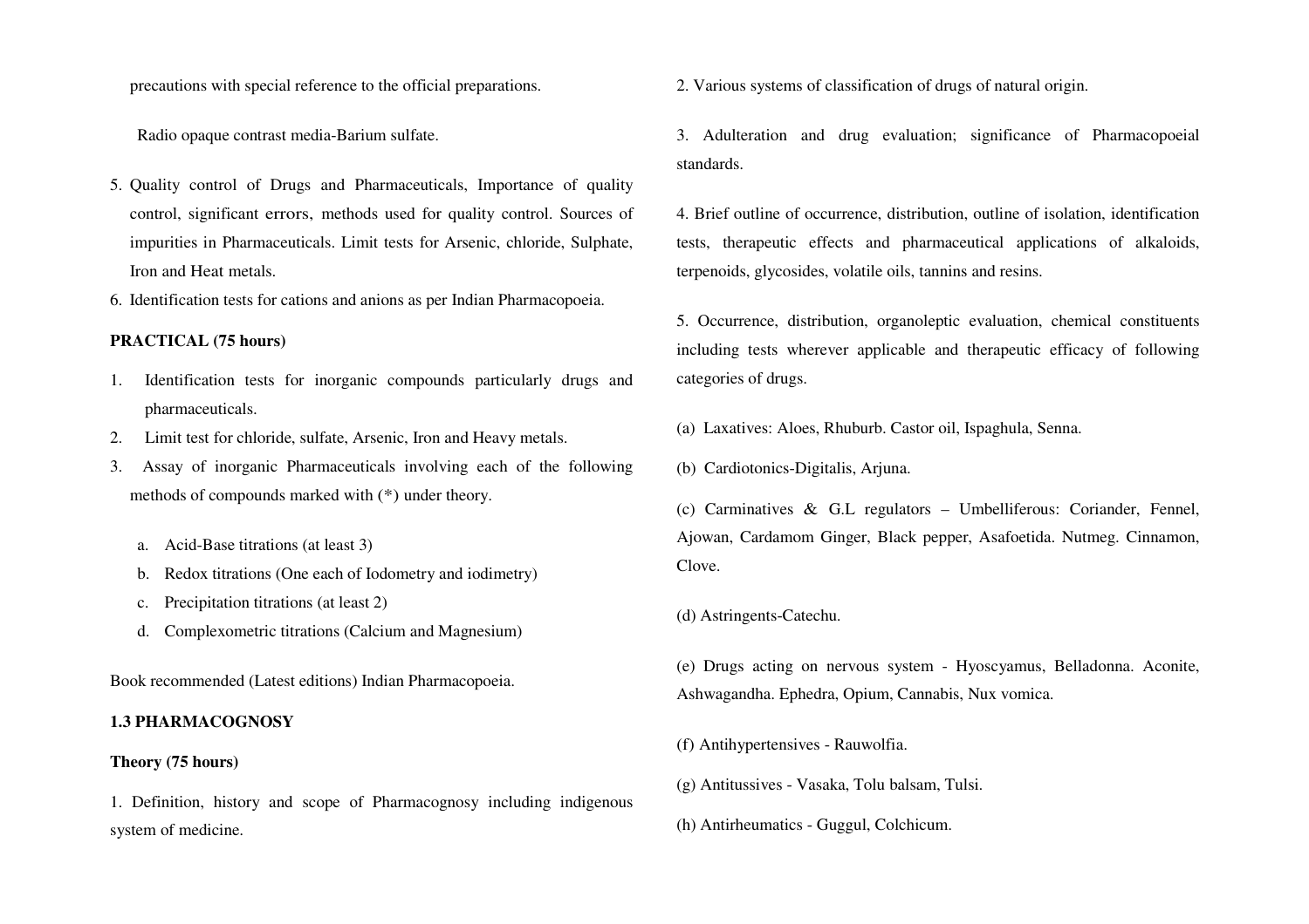precautions with special reference to the official preparations.

Radio opaque contrast media-Barium sulfate.

5. Quality control of Drugs and Pharmaceuticals, Importance of quality control, significant errors, methods used for quality control. Sources of impurities in Pharmaceuticals. Limit tests for Arsenic, chloride, Sulphate, Iron and Heat metals.
6. Identification tests for cations and anions as per Indian Pharmacopoeia.

**PRACTICAL (75 hours)**

1. Identification tests for inorganic compounds particularly drugs and pharmaceuticals.
2. Limit test for chloride, sulfate, Arsenic, Iron and Heavy metals.
3. Assay of inorganic Pharmaceuticals involving each of the following methods of compounds marked with (*) under theory.
   a. Acid-Base titrations (at least 3)
   b. Redox titrations (One each of Iodometry and iodimetry)
   c. Precipitation titrations (at least 2)
   d. Complexometric titrations (Calcium and Magnesium)

Book recommended (Latest editions) Indian Pharmacopoeia.

## 1.3 PHARMACOGNOSY

**Theory (75 hours)**

1. Definition, history and scope of Pharmacognosy including indigenous system of medicine.

2. Various systems of classification of drugs of natural origin.

3. Adulteration and drug evaluation; significance of Pharmacopoeial standards.

4. Brief outline of occurrence, distribution, outline of isolation, identification tests, therapeutic effects and pharmaceutical applications of alkaloids, terpenoids, glycosides, volatile oils, tannins and resins.

5. Occurrence, distribution, organoleptic evaluation, chemical constituents including tests wherever applicable and therapeutic efficacy of following categories of drugs.

(a) Laxatives: Aloes, Rhuburb. Castor oil, Ispaghula, Senna.

(b) Cardiotonics-Digitalis, Arjuna.

(c) Carminatives & G.L regulators – Umbelliferous: Coriander, Fennel, Ajowan, Cardamom Ginger, Black pepper, Asafoetida. Nutmeg. Cinnamon, Clove.

(d) Astringents-Catechu.

(e) Drugs acting on nervous system - Hyoscyamus, Belladonna. Aconite, Ashwagandha. Ephedra, Opium, Cannabis, Nux vomica.

(f) Antihypertensives - Rauwolfia.

(g) Antitussives - Vasaka, Tolu balsam, Tulsi.

(h) Antirheumatics - Guggul, Colchicum.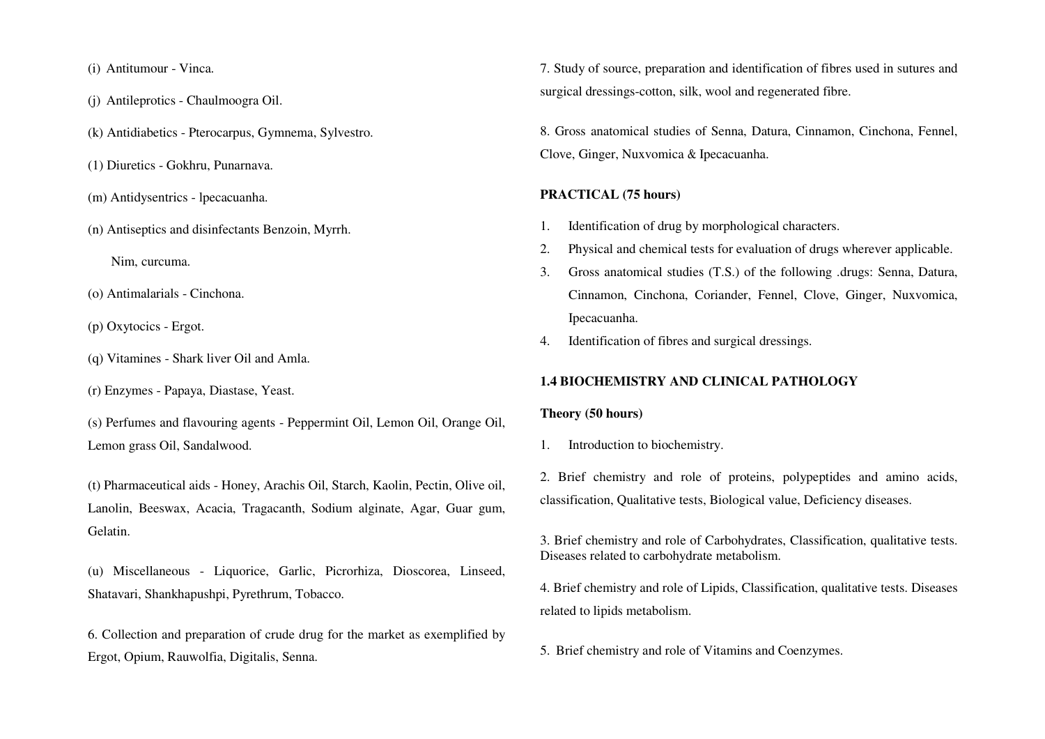(i) Antitumour - Vinca.

(j) Antileprotics - Chaulmoogra Oil.

(k) Antidiabetics - Pterocarpus, Gymnema, Sylvestro.

(1) Diuretics - Gokhru, Punarnava.

(m) Antidysentrics - lpecacuanha.

(n) Antiseptics and disinfectants Benzoin, Myrrh.

Nim, curcuma.

(o) Antimalarials - Cinchona.

(p) Oxytocics - Ergot.

(q) Vitamines - Shark liver Oil and Amla.

(r) Enzymes - Papaya, Diastase, Yeast.

(s) Perfumes and flavouring agents - Peppermint Oil, Lemon Oil, Orange Oil, Lemon grass Oil, Sandalwood.

(t) Pharmaceutical aids - Honey, Arachis Oil, Starch, Kaolin, Pectin, Olive oil, Lanolin, Beeswax, Acacia, Tragacanth, Sodium alginate, Agar, Guar gum, Gelatin.

(u) Miscellaneous - Liquorice, Garlic, Picrorhiza, Dioscorea, Linseed, Shatavari, Shankhapushpi, Pyrethrum, Tobacco.

6. Collection and preparation of crude drug for the market as exemplified by Ergot, Opium, Rauwolfia, Digitalis, Senna.

7. Study of source, preparation and identification of fibres used in sutures and surgical dressings-cotton, silk, wool and regenerated fibre.

8. Gross anatomical studies of Senna, Datura, Cinnamon, Cinchona, Fennel, Clove, Ginger, Nuxvomica & Ipecacuanha.

**PRACTICAL (75 hours)**

1. Identification of drug by morphological characters.
2. Physical and chemical tests for evaluation of drugs wherever applicable.
3. Gross anatomical studies (T.S.) of the following .drugs: Senna, Datura, Cinnamon, Cinchona, Coriander, Fennel, Clove, Ginger, Nuxvomica, Ipecacuanha.
4. Identification of fibres and surgical dressings.

## 1.4 BIOCHEMISTRY AND CLINICAL PATHOLOGY

**Theory (50 hours)**

1. Introduction to biochemistry.

2. Brief chemistry and role of proteins, polypeptides and amino acids, classification, Qualitative tests, Biological value, Deficiency diseases.

3. Brief chemistry and role of Carbohydrates, Classification, qualitative tests. Diseases related to carbohydrate metabolism.

4. Brief chemistry and role of Lipids, Classification, qualitative tests. Diseases related to lipids metabolism.

5. Brief chemistry and role of Vitamins and Coenzymes.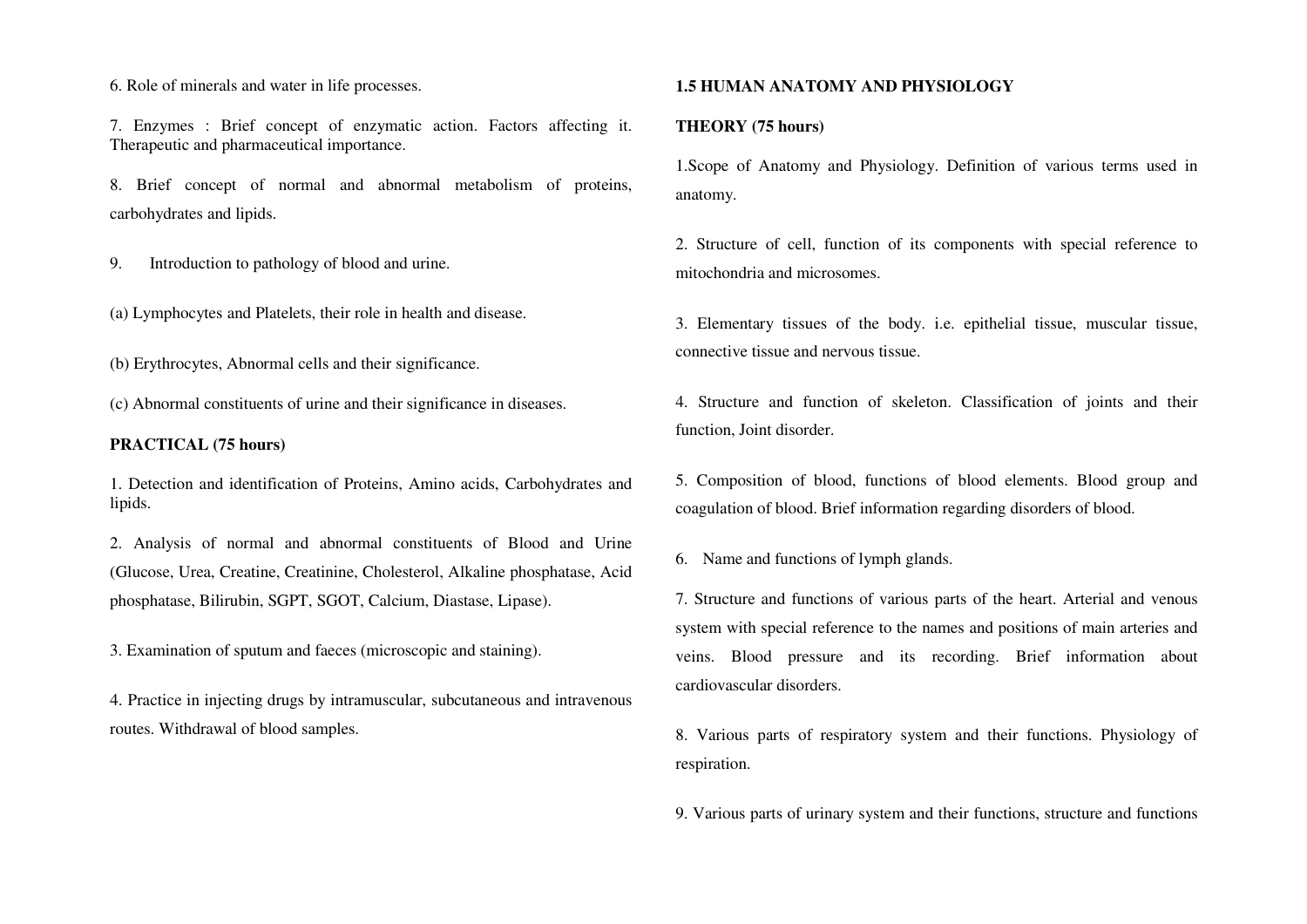6. Role of minerals and water in life processes.

7. Enzymes : Brief concept of enzymatic action. Factors affecting it. Therapeutic and pharmaceutical importance.

8. Brief concept of normal and abnormal metabolism of proteins, carbohydrates and lipids.

9. Introduction to pathology of blood and urine.

(a) Lymphocytes and Platelets, their role in health and disease.

(b) Erythrocytes, Abnormal cells and their significance.

(c) Abnormal constituents of urine and their significance in diseases.

**PRACTICAL (75 hours)**

1. Detection and identification of Proteins, Amino acids, Carbohydrates and lipids.

2. Analysis of normal and abnormal constituents of Blood and Urine (Glucose, Urea, Creatine, Creatinine, Cholesterol, Alkaline phosphatase, Acid phosphatase, Bilirubin, SGPT, SGOT, Calcium, Diastase, Lipase).

3. Examination of sputum and faeces (microscopic and staining).

4. Practice in injecting drugs by intramuscular, subcutaneous and intravenous routes. Withdrawal of blood samples.

**1.5 HUMAN ANATOMY AND PHYSIOLOGY**

**THEORY (75 hours)**

1. Scope of Anatomy and Physiology. Definition of various terms used in anatomy.

2. Structure of cell, function of its components with special reference to mitochondria and microsomes.

3. Elementary tissues of the body. i.e. epithelial tissue, muscular tissue, connective tissue and nervous tissue.

4. Structure and function of skeleton. Classification of joints and their function, Joint disorder.

5. Composition of blood, functions of blood elements. Blood group and coagulation of blood. Brief information regarding disorders of blood.

6. Name and functions of lymph glands.

7. Structure and functions of various parts of the heart. Arterial and venous system with special reference to the names and positions of main arteries and veins. Blood pressure and its recording. Brief information about cardiovascular disorders.

8. Various parts of respiratory system and their functions. Physiology of respiration.

9. Various parts of urinary system and their functions, structure and functions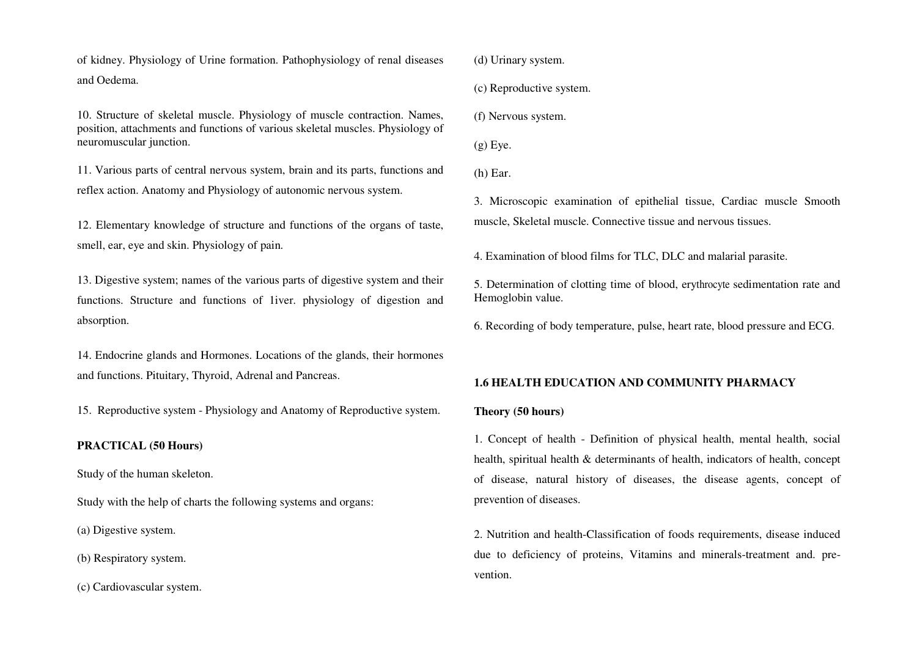of kidney. Physiology of Urine formation. Pathophysiology of renal diseases and Oedema.

10. Structure of skeletal muscle. Physiology of muscle contraction. Names, position, attachments and functions of various skeletal muscles. Physiology of neuromuscular junction.

11. Various parts of central nervous system, brain and its parts, functions and reflex action. Anatomy and Physiology of autonomic nervous system.

12. Elementary knowledge of structure and functions of the organs of taste, smell, ear, eye and skin. Physiology of pain.

13. Digestive system; names of the various parts of digestive system and their functions. Structure and functions of 1iver. physiology of digestion and absorption.

14. Endocrine glands and Hormones. Locations of the glands, their hormones and functions. Pituitary, Thyroid, Adrenal and Pancreas.

15. Reproductive system - Physiology and Anatomy of Reproductive system.

**PRACTICAL (50 Hours)**

Study of the human skeleton.

Study with the help of charts the following systems and organs:

(a) Digestive system.

(b) Respiratory system.

(c) Cardiovascular system.

(d) Urinary system.

(c) Reproductive system.

(f) Nervous system.

(g) Eye.

(h) Ear.

3. Microscopic examination of epithelial tissue, Cardiac muscle Smooth muscle, Skeletal muscle. Connective tissue and nervous tissues.

4. Examination of blood films for TLC, DLC and malarial parasite.

5. Determination of clotting time of blood, erythrocyte sedimentation rate and Hemoglobin value.

6. Recording of body temperature, pulse, heart rate, blood pressure and ECG.

**1.6 HEALTH EDUCATION AND COMMUNITY PHARMACY**

**Theory (50 hours)**

1. Concept of health - Definition of physical health, mental health, social health, spiritual health & determinants of health, indicators of health, concept of disease, natural history of diseases, the disease agents, concept of prevention of diseases.

2. Nutrition and health-Classification of foods requirements, disease induced due to deficiency of proteins, Vitamins and minerals-treatment and. pre-vention.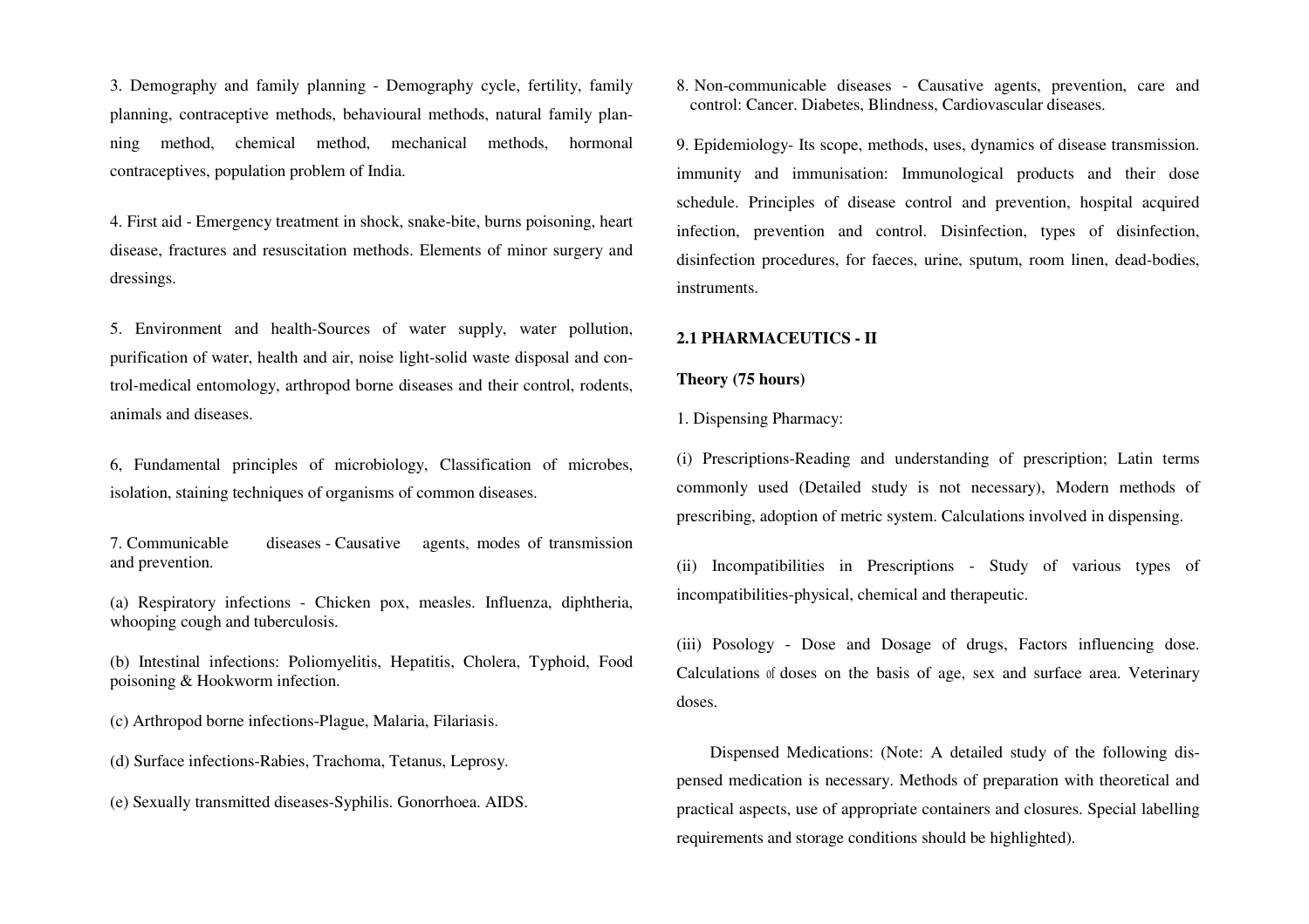3. Demography and family planning - Demography cycle, fertility, family planning, contraceptive methods, behavioural methods, natural family planning method, chemical method, mechanical methods, hormonal contraceptives, population problem of India.

4. First aid - Emergency treatment in shock, snake-bite, burns poisoning, heart disease, fractures and resuscitation methods. Elements of minor surgery and dressings.

5. Environment and health-Sources of water supply, water pollution, purification of water, health and air, noise light-solid waste disposal and control-medical entomology, arthropod borne diseases and their control, rodents, animals and diseases.

6, Fundamental principles of microbiology, Classification of microbes, isolation, staining techniques of organisms of common diseases.

7. Communicable diseases - Causative agents, modes of transmission and prevention.

(a) Respiratory infections - Chicken pox, measles. Influenza, diphtheria, whooping cough and tuberculosis.

(b) Intestinal infections: Poliomyelitis, Hepatitis, Cholera, Typhoid, Food poisoning & Hookworm infection.

(c) Arthropod borne infections-Plague, Malaria, Filariasis.

(d) Surface infections-Rabies, Trachoma, Tetanus, Leprosy.

(e) Sexually transmitted diseases-Syphilis. Gonorrhoea. AIDS.

8. Non-communicable diseases - Causative agents, prevention, care and control: Cancer. Diabetes, Blindness, Cardiovascular diseases.

9. Epidemiology- Its scope, methods, uses, dynamics of disease transmission. immunity and immunisation: Immunological products and their dose schedule. Principles of disease control and prevention, hospital acquired infection, prevention and control. Disinfection, types of disinfection, disinfection procedures, for faeces, urine, sputum, room linen, dead-bodies, instruments.

## 2.1 PHARMACEUTICS - II

**Theory (75 hours)**

1. Dispensing Pharmacy:

(i) Prescriptions-Reading and understanding of prescription; Latin terms commonly used (Detailed study is not necessary), Modern methods of prescribing, adoption of metric system. Calculations involved in dispensing.

(ii) Incompatibilities in Prescriptions - Study of various types of incompatibilities-physical, chemical and therapeutic.

(iii) Posology - Dose and Dosage of drugs, Factors influencing dose. Calculations of doses on the basis of age, sex and surface area. Veterinary doses.

Dispensed Medications: (Note: A detailed study of the following dispensed medication is necessary. Methods of preparation with theoretical and practical aspects, use of appropriate containers and closures. Special labelling requirements and storage conditions should be highlighted).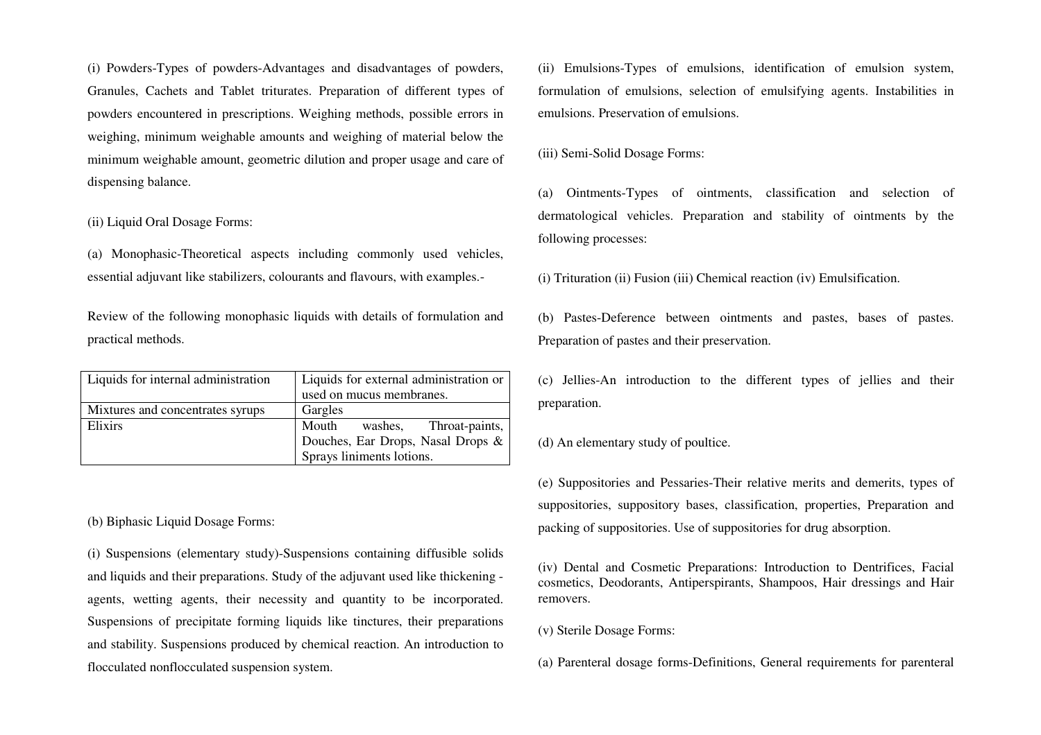(i) Powders-Types of powders-Advantages and disadvantages of powders, Granules, Cachets and Tablet triturates. Preparation of different types of powders encountered in prescriptions. Weighing methods, possible errors in weighing, minimum weighable amounts and weighing of material below the minimum weighable amount, geometric dilution and proper usage and care of dispensing balance.

(ii) Liquid Oral Dosage Forms:

(a) Monophasic-Theoretical aspects including commonly used vehicles, essential adjuvant like stabilizers, colourants and flavours, with examples.-

Review of the following monophasic liquids with details of formulation and practical methods.

| Liquids for internal administration | Liquids for external administration or used on mucus membranes. |
|---|---|
| Mixtures and concentrates syrups | Gargles |
| Elixirs | Mouth washes, Throat-paints, Douches, Ear Drops, Nasal Drops & Sprays liniments lotions. |

(b) Biphasic Liquid Dosage Forms:

(i) Suspensions (elementary study)-Suspensions containing diffusible solids and liquids and their preparations. Study of the adjuvant used like thickening - agents, wetting agents, their necessity and quantity to be incorporated. Suspensions of precipitate forming liquids like tinctures, their preparations and stability. Suspensions produced by chemical reaction. An introduction to flocculated nonflocculated suspension system.

(ii) Emulsions-Types of emulsions, identification of emulsion system, formulation of emulsions, selection of emulsifying agents. Instabilities in emulsions. Preservation of emulsions.

(iii) Semi-Solid Dosage Forms:

(a) Ointments-Types of ointments, classification and selection of dermatological vehicles. Preparation and stability of ointments by the following processes:

(i) Trituration (ii) Fusion (iii) Chemical reaction (iv) Emulsification.

(b) Pastes-Deference between ointments and pastes, bases of pastes. Preparation of pastes and their preservation.

(c) Jellies-An introduction to the different types of jellies and their preparation.

(d) An elementary study of poultice.

(e) Suppositories and Pessaries-Their relative merits and demerits, types of suppositories, suppository bases, classification, properties, Preparation and packing of suppositories. Use of suppositories for drug absorption.

(iv) Dental and Cosmetic Preparations: Introduction to Dentrifices, Facial cosmetics, Deodorants, Antiperspirants, Shampoos, Hair dressings and Hair removers.

(v) Sterile Dosage Forms:

(a) Parenteral dosage forms-Definitions, General requirements for parenteral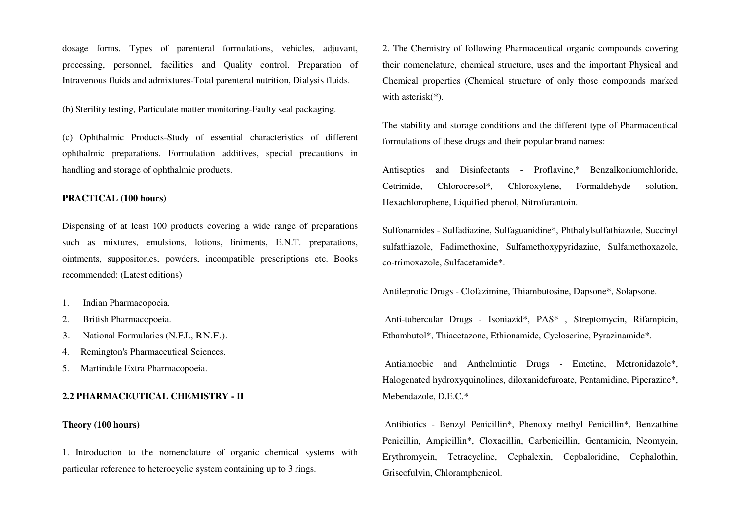dosage forms. Types of parenteral formulations, vehicles, adjuvant, processing, personnel, facilities and Quality control. Preparation of Intravenous fluids and admixtures-Total parenteral nutrition, Dialysis fluids.

(b) Sterility testing, Particulate matter monitoring-Faulty seal packaging.

(c) Ophthalmic Products-Study of essential characteristics of different ophthalmic preparations. Formulation additives, special precautions in handling and storage of ophthalmic products.

**PRACTICAL (100 hours)**

Dispensing of at least 100 products covering a wide range of preparations such as mixtures, emulsions, lotions, liniments, E.N.T. preparations, ointments, suppositories, powders, incompatible prescriptions etc. Books recommended: (Latest editions)

1. Indian Pharmacopoeia.
2. British Pharmacopoeia.
3. National Formularies (N.F.I., RN.F.).
4. Remington's Pharmaceutical Sciences.
5. Martindale Extra Pharmacopoeia.

## 2.2 PHARMACEUTICAL CHEMISTRY - II

**Theory (100 hours)**

1. Introduction to the nomenclature of organic chemical systems with particular reference to heterocyclic system containing up to 3 rings.

2. The Chemistry of following Pharmaceutical organic compounds covering their nomenclature, chemical structure, uses and the important Physical and Chemical properties (Chemical structure of only those compounds marked with asterisk(*).

The stability and storage conditions and the different type of Pharmaceutical formulations of these drugs and their popular brand names:

Antiseptics and Disinfectants - Proflavine,* Benzalkoniumchloride, Cetrimide, Chlorocresol*, Chloroxylene, Formaldehyde solution, Hexachlorophene, Liquified phenol, Nitrofurantoin.

Sulfonamides - Sulfadiazine, Sulfaguanidine*, Phthalylsulfathiazole, Succinyl sulfathiazole, Fadimethoxine, Sulfamethoxypyridazine, Sulfamethoxazole, co-trimoxazole, Sulfacetamide*.

Antileprotic Drugs - Clofazimine, Thiambutosine, Dapsone*, Solapsone.

Anti-tubercular Drugs - Isoniazid*, PAS* , Streptomycin, Rifampicin, Ethambutol*, Thiacetazone, Ethionamide, Cycloserine, Pyrazinamide*.

Antiamoebic and Anthelmintic Drugs - Emetine, Metronidazole*, Halogenated hydroxyquinolines, diloxanidefuroate, Pentamidine, Piperazine*, Mebendazole, D.E.C.*

Antibiotics - Benzyl Penicillin*, Phenoxy methyl Penicillin*, Benzathine Penicillin, Ampicillin*, Cloxacillin, Carbenicillin, Gentamicin, Neomycin, Erythromycin, Tetracycline, Cephalexin, Cepbaloridine, Cephalothin, Griseofulvin, Chloramphenicol.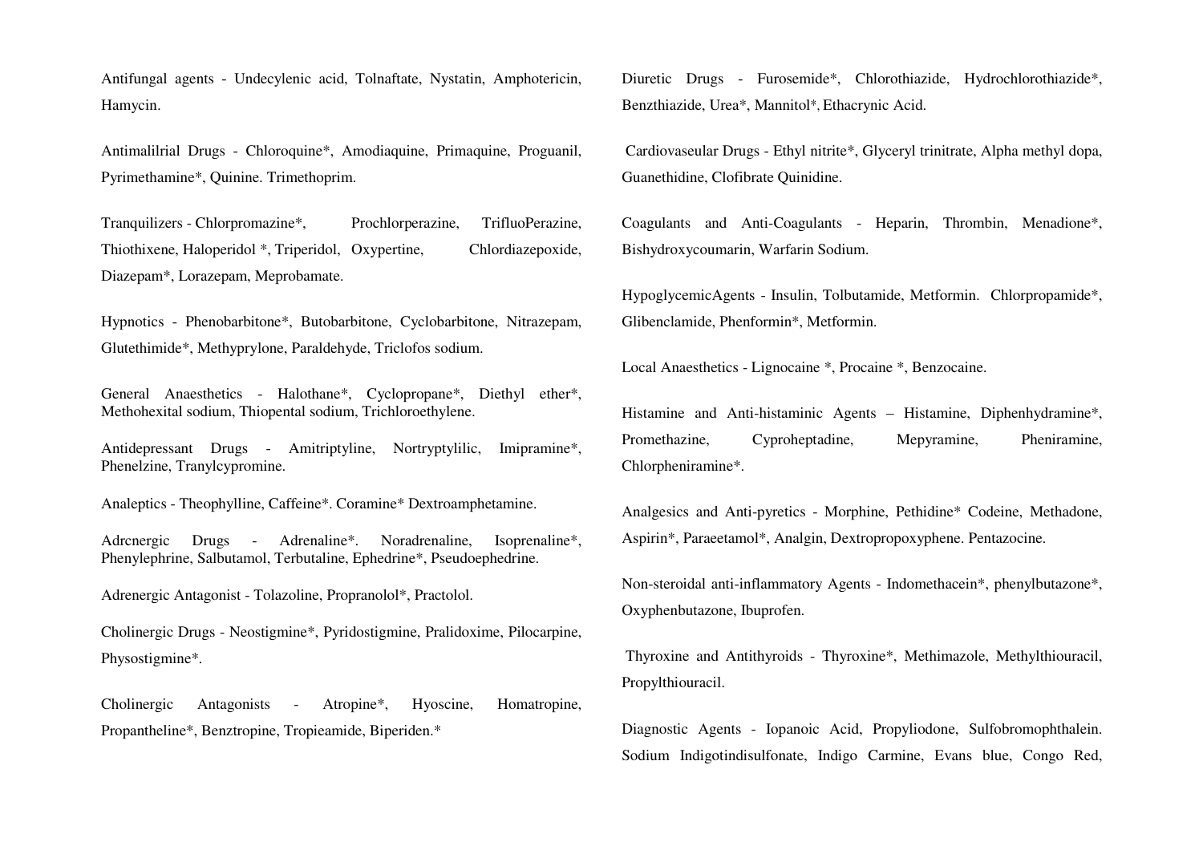Antifungal agents - Undecylenic acid, Tolnaftate, Nystatin, Amphotericin, Hamycin.

Antimalilrial Drugs - Chloroquine*, Amodiaquine, Primaquine, Proguanil, Pyrimethamine*, Quinine. Trimethoprim.

Tranquilizers - Chlorpromazine*, Prochlorperazine, TrifluoPerazine, Thiothixene, Haloperidol *, Triperidol, Oxypertine, Chlordiazepoxide, Diazepam*, Lorazepam, Meprobamate.

Hypnotics - Phenobarbitone*, Butobarbitone, Cyclobarbitone, Nitrazepam, Glutethimide*, Methyprylone, Paraldehyde, Triclofos sodium.

General Anaesthetics - Halothane*, Cyclopropane*, Diethyl ether*, Methohexital sodium, Thiopental sodium, Trichloroethylene.

Antidepressant Drugs - Amitriptyline, Nortryptylilic, Imipramine*, Phenelzine, Tranylcypromine.

Analeptics - Theophylline, Caffeine*. Coramine* Dextroamphetamine.

Adrcnergic Drugs - Adrenaline*. Noradrenaline, Isoprenaline*, Phenylephrine, Salbutamol, Terbutaline, Ephedrine*, Pseudoephedrine.

Adrenergic Antagonist - Tolazoline, Propranolol*, Practolol.

Cholinergic Drugs - Neostigmine*, Pyridostigmine, Pralidoxime, Pilocarpine, Physostigmine*.

Cholinergic Antagonists - Atropine*, Hyoscine, Homatropine, Propantheline*, Benztropine, Tropieamide, Biperiden.*

Diuretic Drugs - Furosemide*, Chlorothiazide, Hydrochlorothiazide*, Benzthiazide, Urea*, Mannitol*, Ethacrynic Acid.

Cardiovaseular Drugs - Ethyl nitrite*, Glyceryl trinitrate, Alpha methyl dopa, Guanethidine, Clofibrate Quinidine.

Coagulants and Anti-Coagulants - Heparin, Thrombin, Menadione*, Bishydroxycoumarin, Warfarin Sodium.

HypoglycemicAgents - Insulin, Tolbutamide, Metformin. Chlorpropamide*, Glibenclamide, Phenformin*, Metformin.

Local Anaesthetics - Lignocaine *, Procaine *, Benzocaine.

Histamine and Anti-histaminic Agents – Histamine, Diphenhydramine*, Promethazine, Cyproheptadine, Mepyramine, Pheniramine, Chlorpheniramine*.

Analgesics and Anti-pyretics - Morphine, Pethidine* Codeine, Methadone, Aspirin*, Paraeetamol*, Analgin, Dextropropoxyphene. Pentazocine.

Non-steroidal anti-inflammatory Agents - Indomethacein*, phenylbutazone*, Oxyphenbutazone, Ibuprofen.

Thyroxine and Antithyroids - Thyroxine*, Methimazole, Methylthiouracil, Propylthiouracil.

Diagnostic Agents - Iopanoic Acid, Propyliodone, Sulfobromophthalein. Sodium Indigotindisulfonate, Indigo Carmine, Evans blue, Congo Red,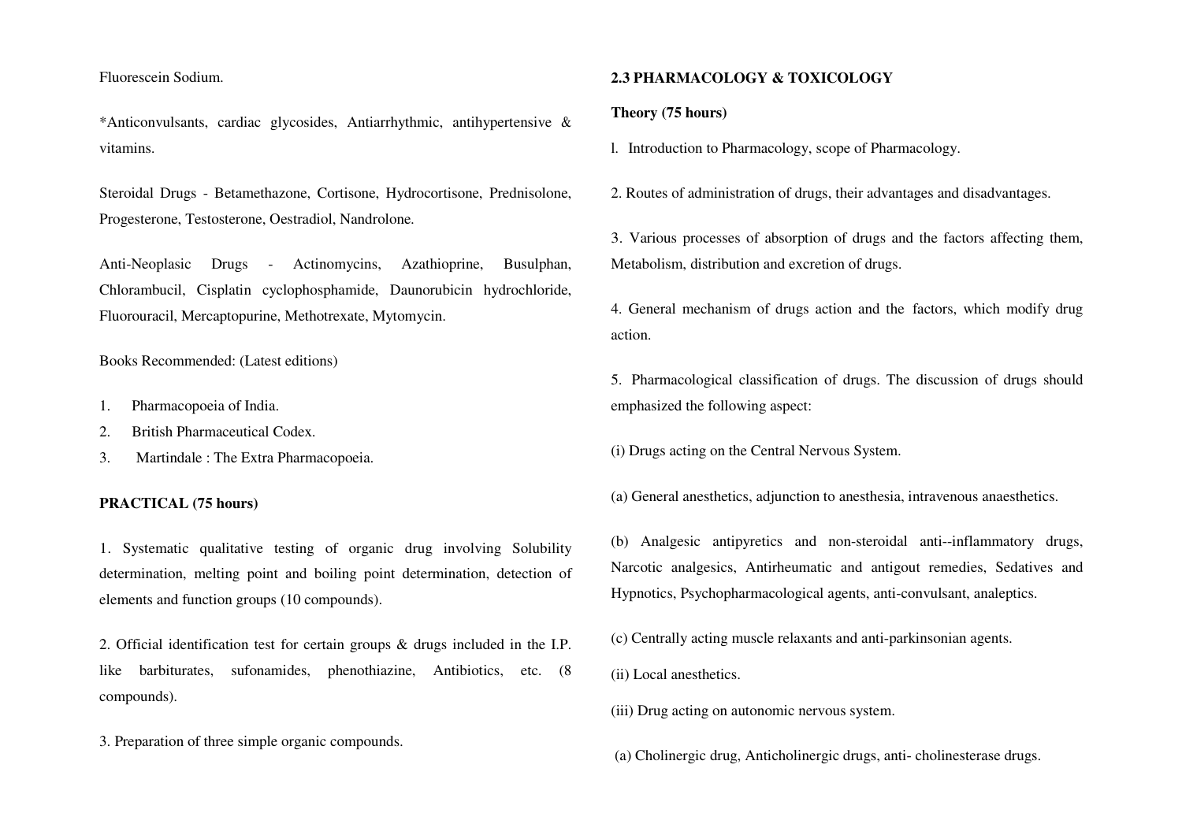Fluorescein Sodium.

*Anticonvulsants, cardiac glycosides, Antiarrhythmic, antihypertensive & vitamins.

Steroidal Drugs - Betamethazone, Cortisone, Hydrocortisone, Prednisolone, Progesterone, Testosterone, Oestradiol, Nandrolone.

Anti-Neoplasic Drugs - Actinomycins, Azathioprine, Busulphan, Chlorambucil, Cisplatin cyclophosphamide, Daunorubicin hydrochloride, Fluorouracil, Mercaptopurine, Methotrexate, Mytomycin.

Books Recommended: (Latest editions)

1. Pharmacopoeia of India.
2. British Pharmaceutical Codex.
3. Martindale : The Extra Pharmacopoeia.

**PRACTICAL (75 hours)**

1. Systematic qualitative testing of organic drug involving Solubility determination, melting point and boiling point determination, detection of elements and function groups (10 compounds).

2. Official identification test for certain groups & drugs included in the I.P. like barbiturates, sufonamides, phenothiazine, Antibiotics, etc. (8 compounds).

3. Preparation of three simple organic compounds.

## 2.3 PHARMACOLOGY & TOXICOLOGY

**Theory (75 hours)**

l. Introduction to Pharmacology, scope of Pharmacology.

2. Routes of administration of drugs, their advantages and disadvantages.

3. Various processes of absorption of drugs and the factors affecting them, Metabolism, distribution and excretion of drugs.

4. General mechanism of drugs action and the factors, which modify drug action.

5. Pharmacological classification of drugs. The discussion of drugs should emphasized the following aspect:

(i) Drugs acting on the Central Nervous System.

(a) General anesthetics, adjunction to anesthesia, intravenous anaesthetics.

(b) Analgesic antipyretics and non-steroidal anti--inflammatory drugs, Narcotic analgesics, Antirheumatic and antigout remedies, Sedatives and Hypnotics, Psychopharmacological agents, anti-convulsant, analeptics.

(c) Centrally acting muscle relaxants and anti-parkinsonian agents.

(ii) Local anesthetics.

(iii) Drug acting on autonomic nervous system.

(a) Cholinergic drug, Anticholinergic drugs, anti- cholinesterase drugs.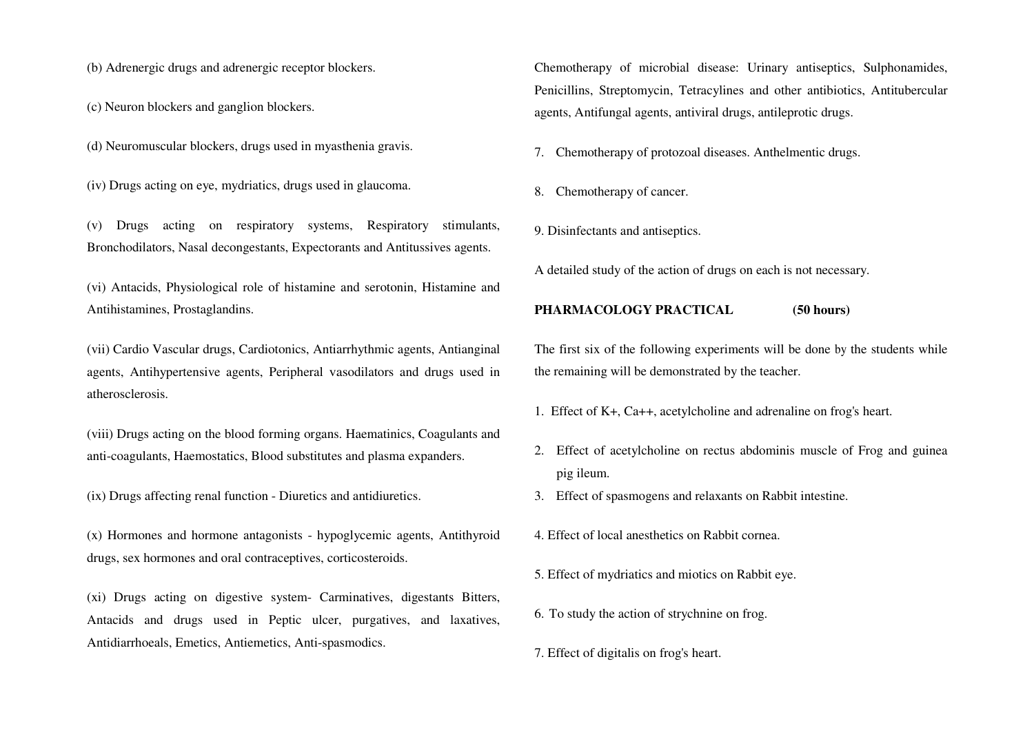(b) Adrenergic drugs and adrenergic receptor blockers.

(c) Neuron blockers and ganglion blockers.

(d) Neuromuscular blockers, drugs used in myasthenia gravis.

(iv) Drugs acting on eye, mydriatics, drugs used in glaucoma.

(v) Drugs acting on respiratory systems, Respiratory stimulants, Bronchodilators, Nasal decongestants, Expectorants and Antitussives agents.

(vi) Antacids, Physiological role of histamine and serotonin, Histamine and Antihistamines, Prostaglandins.

(vii) Cardio Vascular drugs, Cardiotonics, Antiarrhythmic agents, Antianginal agents, Antihypertensive agents, Peripheral vasodilators and drugs used in atherosclerosis.

(viii) Drugs acting on the blood forming organs. Haematinics, Coagulants and anti-coagulants, Haemostatics, Blood substitutes and plasma expanders.

(ix) Drugs affecting renal function - Diuretics and antidiuretics.

(x) Hormones and hormone antagonists - hypoglycemic agents, Antithyroid drugs, sex hormones and oral contraceptives, corticosteroids.

(xi) Drugs acting on digestive system- Carminatives, digestants Bitters, Antacids and drugs used in Peptic ulcer, purgatives, and laxatives, Antidiarrhoeals, Emetics, Antiemetics, Anti-spasmodics.

Chemotherapy of microbial disease: Urinary antiseptics, Sulphonamides, Penicillins, Streptomycin, Tetracylines and other antibiotics, Antitubercular agents, Antifungal agents, antiviral drugs, antileprotic drugs.

7. Chemotherapy of protozoal diseases. Anthelmentic drugs.

8. Chemotherapy of cancer.

9. Disinfectants and antiseptics.

A detailed study of the action of drugs on each is not necessary.

**PHARMACOLOGY PRACTICAL (50 hours)**

The first six of the following experiments will be done by the students while the remaining will be demonstrated by the teacher.

1. Effect of $K^+$, $Ca^{++}$, acetylcholine and adrenaline on frog's heart.
2. Effect of acetylcholine on rectus abdominis muscle of Frog and guinea pig ileum.
3. Effect of spasmogens and relaxants on Rabbit intestine.
4. Effect of local anesthetics on Rabbit cornea.
5. Effect of mydriatics and miotics on Rabbit eye.
6. To study the action of strychnine on frog.
7. Effect of digitalis on frog's heart.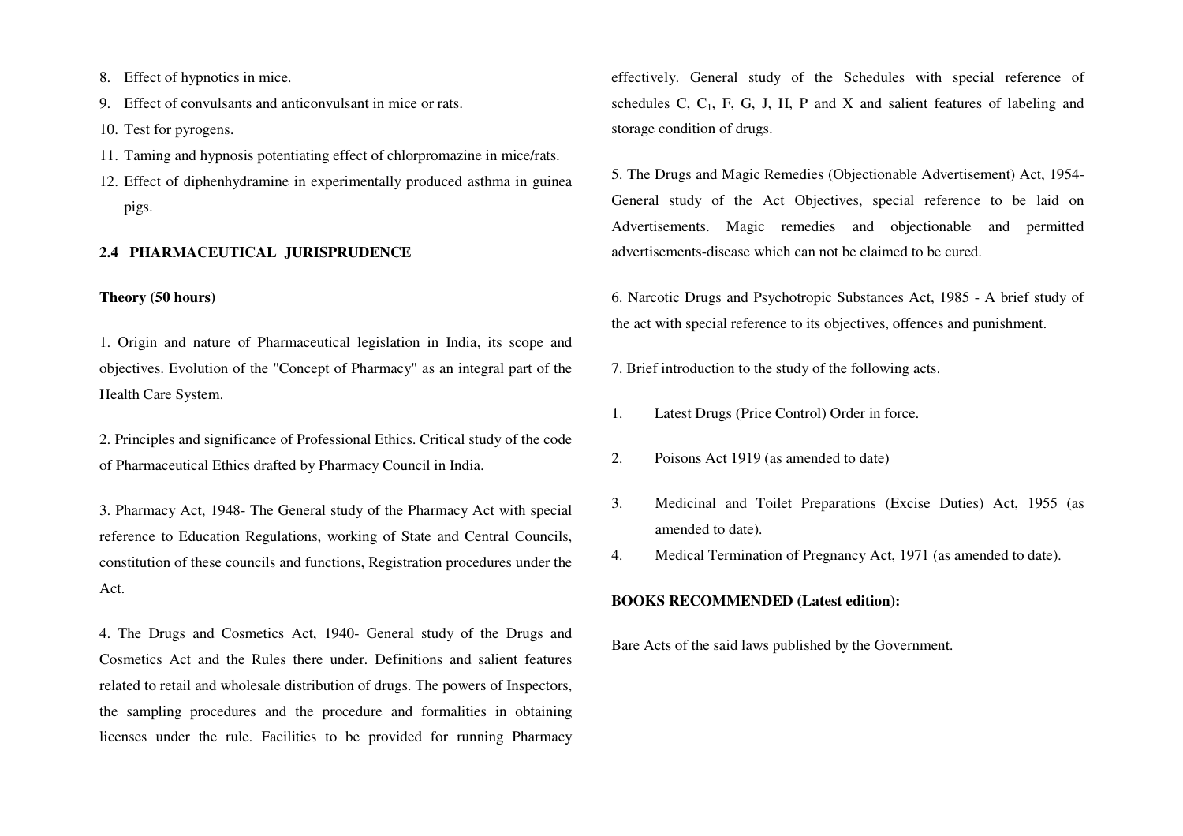8. Effect of hypnotics in mice.
9. Effect of convulsants and anticonvulsant in mice or rats.
10. Test for pyrogens.
11. Taming and hypnosis potentiating effect of chlorpromazine in mice/rats.
12. Effect of diphenhydramine in experimentally produced asthma in guinea pigs.

### 2.4 PHARMACEUTICAL JURISPRUDENCE

**Theory (50 hours)**

1. Origin and nature of Pharmaceutical legislation in India, its scope and objectives. Evolution of the "Concept of Pharmacy" as an integral part of the Health Care System.

2. Principles and significance of Professional Ethics. Critical study of the code of Pharmaceutical Ethics drafted by Pharmacy Council in India.

3. Pharmacy Act, 1948- The General study of the Pharmacy Act with special reference to Education Regulations, working of State and Central Councils, constitution of these councils and functions, Registration procedures under the Act.

4. The Drugs and Cosmetics Act, 1940- General study of the Drugs and Cosmetics Act and the Rules there under. Definitions and salient features related to retail and wholesale distribution of drugs. The powers of Inspectors, the sampling procedures and the procedure and formalities in obtaining licenses under the rule. Facilities to be provided for running Pharmacy effectively. General study of the Schedules with special reference of schedules C, $C_1$, F, G, J, H, P and X and salient features of labeling and storage condition of drugs.

5. The Drugs and Magic Remedies (Objectionable Advertisement) Act, 1954- General study of the Act Objectives, special reference to be laid on Advertisements. Magic remedies and objectionable and permitted advertisements-disease which can not be claimed to be cured.

6. Narcotic Drugs and Psychotropic Substances Act, 1985 - A brief study of the act with special reference to its objectives, offences and punishment.

7. Brief introduction to the study of the following acts.

1. Latest Drugs (Price Control) Order in force.
2. Poisons Act 1919 (as amended to date)
3. Medicinal and Toilet Preparations (Excise Duties) Act, 1955 (as amended to date).
4. Medical Termination of Pregnancy Act, 1971 (as amended to date).

**BOOKS RECOMMENDED (Latest edition):**

Bare Acts of the said laws published by the Government.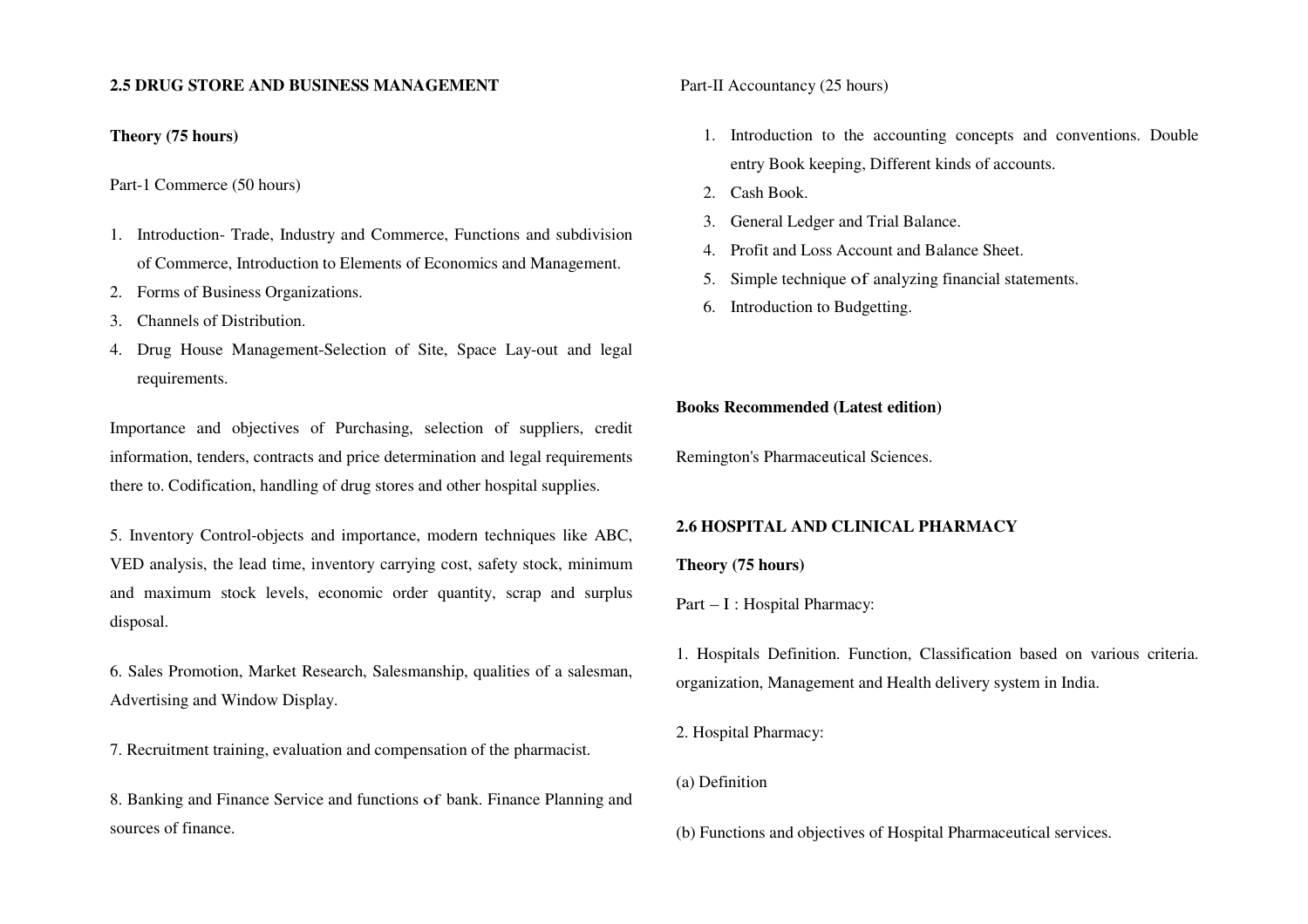**2.5 DRUG STORE AND BUSINESS MANAGEMENT**

**Theory (75 hours)**

Part-1 Commerce (50 hours)

1. Introduction- Trade, Industry and Commerce, Functions and subdivision of Commerce, Introduction to Elements of Economics and Management.
2. Forms of Business Organizations.
3. Channels of Distribution.
4. Drug House Management-Selection of Site, Space Lay-out and legal requirements.

Importance and objectives of Purchasing, selection of suppliers, credit information, tenders, contracts and price determination and legal requirements there to. Codification, handling of drug stores and other hospital supplies.

5. Inventory Control-objects and importance, modern techniques like ABC, VED analysis, the lead time, inventory carrying cost, safety stock, minimum and maximum stock levels, economic order quantity, scrap and surplus disposal.

6. Sales Promotion, Market Research, Salesmanship, qualities of a salesman, Advertising and Window Display.

7. Recruitment training, evaluation and compensation of the pharmacist.

8. Banking and Finance Service and functions of bank. Finance Planning and sources of finance.

Part-II Accountancy (25 hours)

1. Introduction to the accounting concepts and conventions. Double entry Book keeping, Different kinds of accounts.
2. Cash Book.
3. General Ledger and Trial Balance.
4. Profit and Loss Account and Balance Sheet.
5. Simple technique of analyzing financial statements.
6. Introduction to Budgetting.

**Books Recommended (Latest edition)**

Remington's Pharmaceutical Sciences.

**2.6 HOSPITAL AND CLINICAL PHARMACY**

**Theory (75 hours)**

Part – I : Hospital Pharmacy:

1. Hospitals Definition. Function, Classification based on various criteria. organization, Management and Health delivery system in India.

2. Hospital Pharmacy:

(a) Definition

(b) Functions and objectives of Hospital Pharmaceutical services.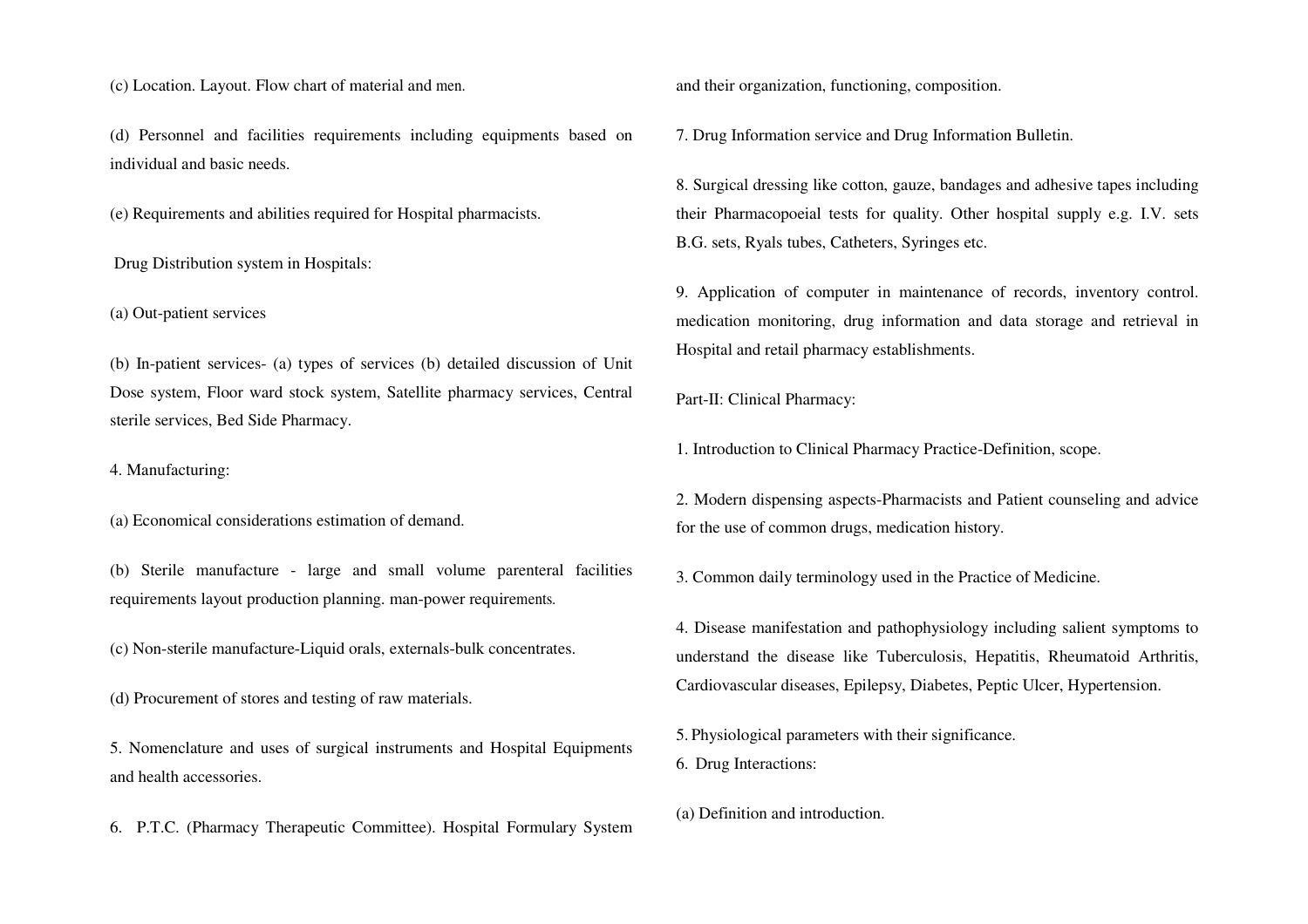(c) Location. Layout. Flow chart of material and men.

(d) Personnel and facilities requirements including equipments based on individual and basic needs.

(e) Requirements and abilities required for Hospital pharmacists.

Drug Distribution system in Hospitals:

(a) Out-patient services

(b) In-patient services- (a) types of services (b) detailed discussion of Unit Dose system, Floor ward stock system, Satellite pharmacy services, Central sterile services, Bed Side Pharmacy.

4. Manufacturing:

(a) Economical considerations estimation of demand.

(b) Sterile manufacture - large and small volume parenteral facilities requirements layout production planning. man-power requirements.

(c) Non-sterile manufacture-Liquid orals, externals-bulk concentrates.

(d) Procurement of stores and testing of raw materials.

5. Nomenclature and uses of surgical instruments and Hospital Equipments and health accessories.

6. P.T.C. (Pharmacy Therapeutic Committee). Hospital Formulary System and their organization, functioning, composition.

7. Drug Information service and Drug Information Bulletin.

8. Surgical dressing like cotton, gauze, bandages and adhesive tapes including their Pharmacopoeial tests for quality. Other hospital supply e.g. I.V. sets B.G. sets, Ryals tubes, Catheters, Syringes etc.

9. Application of computer in maintenance of records, inventory control. medication monitoring, drug information and data storage and retrieval in Hospital and retail pharmacy establishments.

Part-II: Clinical Pharmacy:

1. Introduction to Clinical Pharmacy Practice-Definition, scope.

2. Modern dispensing aspects-Pharmacists and Patient counseling and advice for the use of common drugs, medication history.

3. Common daily terminology used in the Practice of Medicine.

4. Disease manifestation and pathophysiology including salient symptoms to understand the disease like Tuberculosis, Hepatitis, Rheumatoid Arthritis, Cardiovascular diseases, Epilepsy, Diabetes, Peptic Ulcer, Hypertension.

5. Physiological parameters with their significance.

6. Drug Interactions:

(a) Definition and introduction.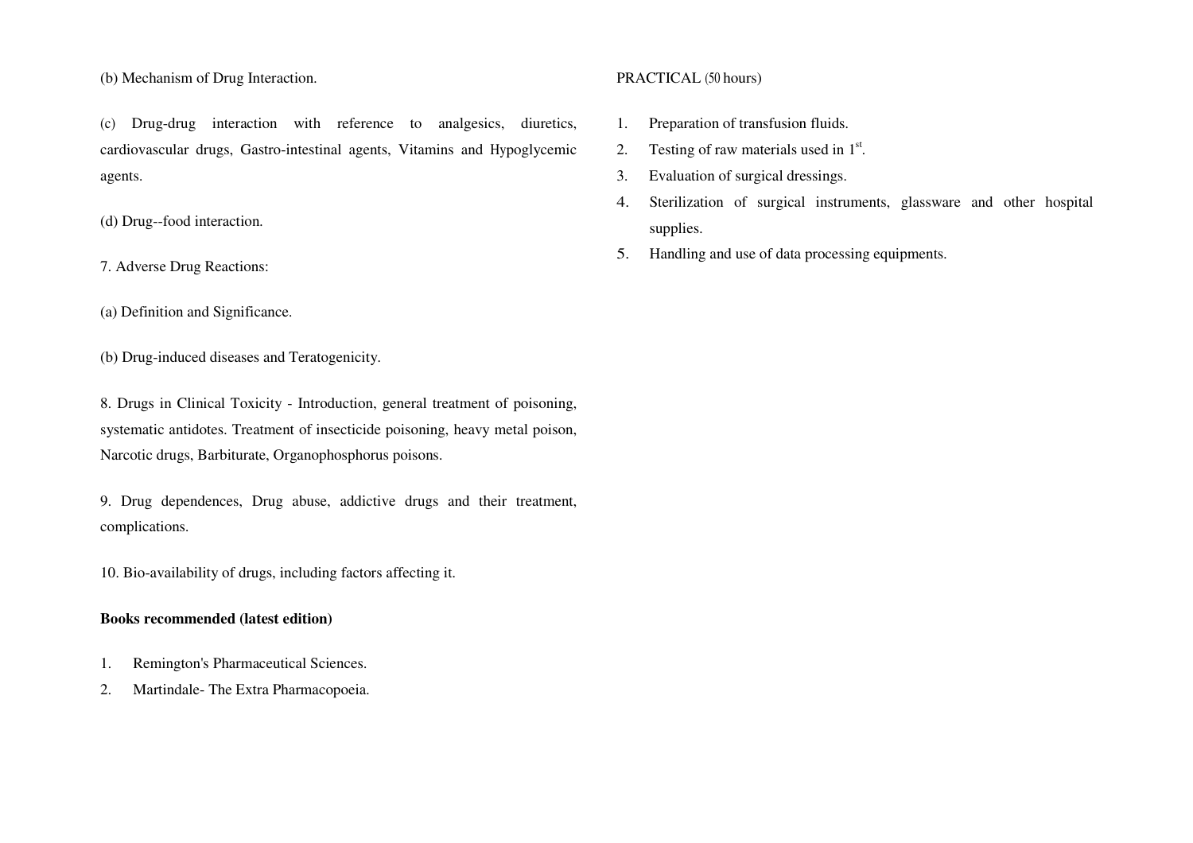(b) Mechanism of Drug Interaction.

(c) Drug-drug interaction with reference to analgesics, diuretics, cardiovascular drugs, Gastro-intestinal agents, Vitamins and Hypoglycemic agents.

(d) Drug--food interaction.

7. Adverse Drug Reactions:

(a) Definition and Significance.

(b) Drug-induced diseases and Teratogenicity.

8. Drugs in Clinical Toxicity - Introduction, general treatment of poisoning, systematic antidotes. Treatment of insecticide poisoning, heavy metal poison, Narcotic drugs, Barbiturate, Organophosphorus poisons.

9. Drug dependences, Drug abuse, addictive drugs and their treatment, complications.

10. Bio-availability of drugs, including factors affecting it.

**Books recommended (latest edition)**

1. Remington's Pharmaceutical Sciences.
2. Martindale- The Extra Pharmacopoeia.

PRACTICAL (50 hours)

1. Preparation of transfusion fluids.
2. Testing of raw materials used in 1st.
3. Evaluation of surgical dressings.
4. Sterilization of surgical instruments, glassware and other hospital supplies.
5. Handling and use of data processing equipments.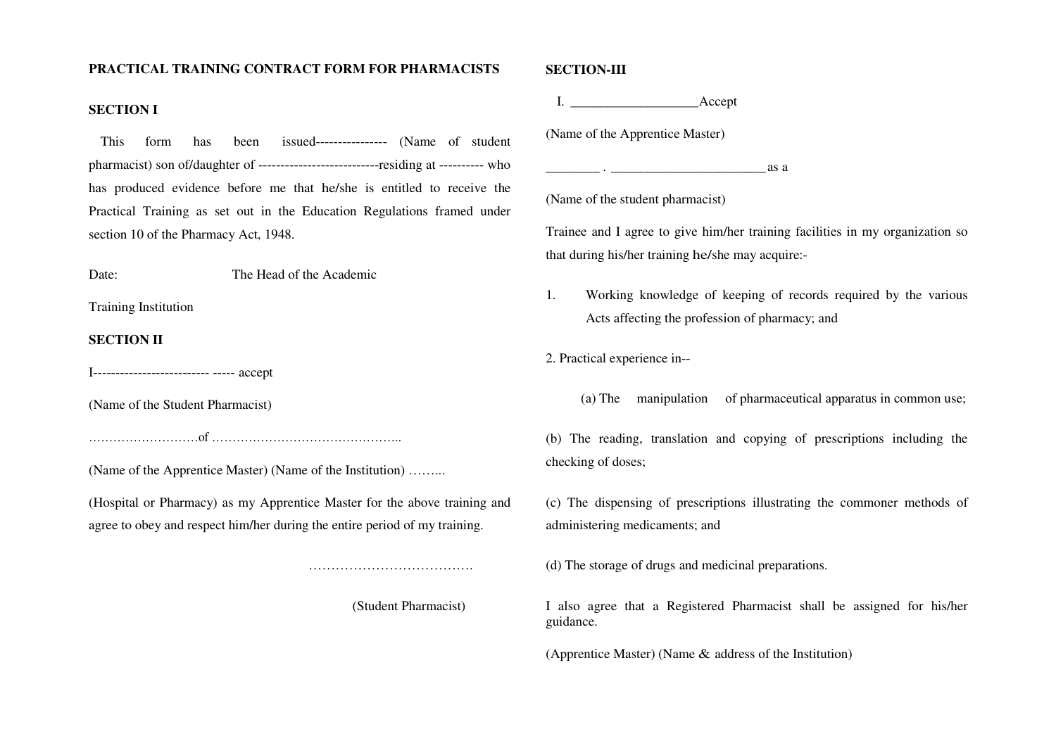**PRACTICAL TRAINING CONTRACT FORM FOR PHARMACISTS**

**SECTION I**

This form has been issued---------------- (Name of student pharmacist) son of/daughter of ---------------------------residing at ---------- who has produced evidence before me that he/she is entitled to receive the Practical Training as set out in the Education Regulations framed under section 10 of the Pharmacy Act, 1948.

Date: The Head of the Academic

Training Institution

**SECTION II**

I------------------------- ----- accept

(Name of the Student Pharmacist)

………………………of ………………………………………..

(Name of the Apprentice Master) (Name of the Institution) ……...

(Hospital or Pharmacy) as my Apprentice Master for the above training and agree to obey and respect him/her during the entire period of my training.

……………………………….

(Student Pharmacist)

**SECTION-III**

I. ___________________Accept

(Name of the Apprentice Master)

________ . _______________________as a

(Name of the student pharmacist)

Trainee and I agree to give him/her training facilities in my organization so that during his/her training he/she may acquire:-

1. Working knowledge of keeping of records required by the various Acts affecting the profession of pharmacy; and

2. Practical experience in--

(a) The manipulation of pharmaceutical apparatus in common use;

(b) The reading, translation and copying of prescriptions including the checking of doses;

(c) The dispensing of prescriptions illustrating the commoner methods of administering medicaments; and

(d) The storage of drugs and medicinal preparations.

I also agree that a Registered Pharmacist shall be assigned for his/her guidance.

(Apprentice Master) (Name & address of the Institution)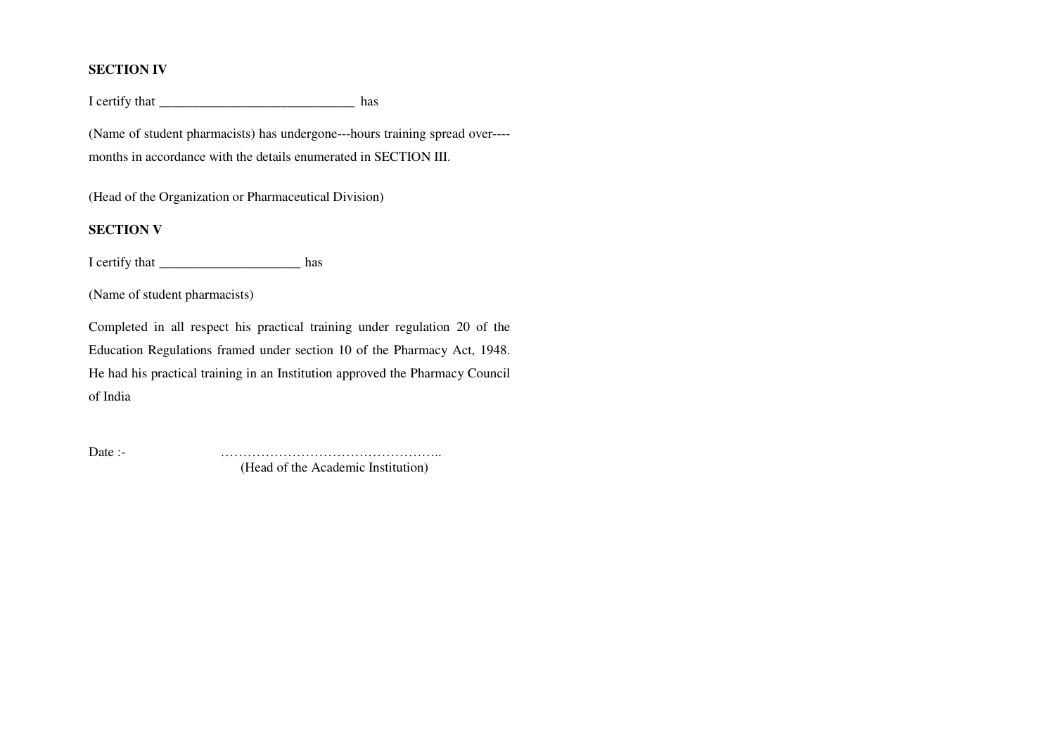**SECTION IV**

I certify that _____________________________ has

(Name of student pharmacists) has undergone---hours training spread over----months in accordance with the details enumerated in SECTION III.

(Head of the Organization or Pharmaceutical Division)

**SECTION V**

I certify that ____________________ has

(Name of student pharmacists)

Completed in all respect his practical training under regulation 20 of the Education Regulations framed under section 10 of the Pharmacy Act, 1948. He had his practical training in an Institution approved the Pharmacy Council of India

Date :- …………………………………………..

(Head of the Academic Institution)